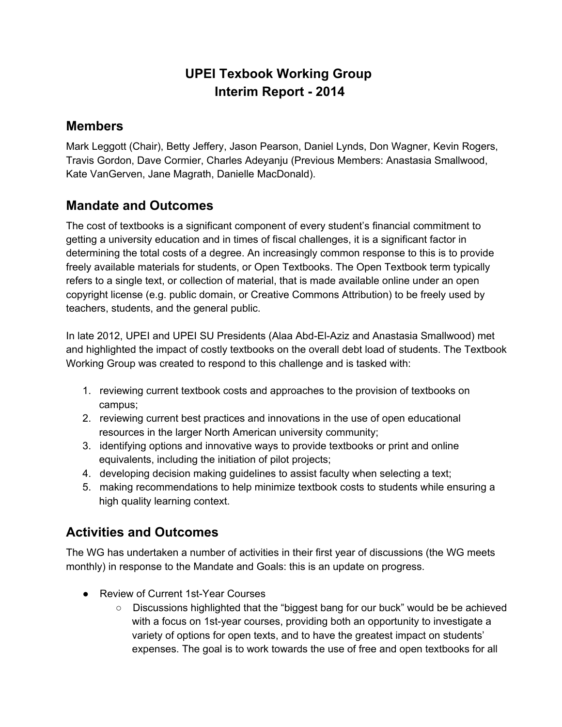# UPEI Texbook Working Group
# Interim Report - 2014

## Members

Mark Leggott (Chair), Betty Jeffery, Jason Pearson, Daniel Lynds, Don Wagner, Kevin Rogers, Travis Gordon, Dave Cormier, Charles Adeyanju (Previous Members: Anastasia Smallwood, Kate VanGerven, Jane Magrath, Danielle MacDonald).

## Mandate and Outcomes

The cost of textbooks is a significant component of every student's financial commitment to getting a university education and in times of fiscal challenges, it is a significant factor in determining the total costs of a degree. An increasingly common response to this is to provide freely available materials for students, or Open Textbooks. The Open Textbook term typically refers to a single text, or collection of material, that is made available online under an open copyright license (e.g. public domain, or Creative Commons Attribution) to be freely used by teachers, students, and the general public.

In late 2012, UPEI and UPEI SU Presidents (Alaa Abd-El-Aziz and Anastasia Smallwood) met and highlighted the impact of costly textbooks on the overall debt load of students. The Textbook Working Group was created to respond to this challenge and is tasked with:

1. reviewing current textbook costs and approaches to the provision of textbooks on campus;
2. reviewing current best practices and innovations in the use of open educational resources in the larger North American university community;
3. identifying options and innovative ways to provide textbooks or print and online equivalents, including the initiation of pilot projects;
4. developing decision making guidelines to assist faculty when selecting a text;
5. making recommendations to help minimize textbook costs to students while ensuring a high quality learning context.

## Activities and Outcomes

The WG has undertaken a number of activities in their first year of discussions (the WG meets monthly) in response to the Mandate and Goals: this is an update on progress.

- Review of Current 1st-Year Courses
  - Discussions highlighted that the "biggest bang for our buck" would be be achieved with a focus on 1st-year courses, providing both an opportunity to investigate a variety of options for open texts, and to have the greatest impact on students' expenses. The goal is to work towards the use of free and open textbooks for all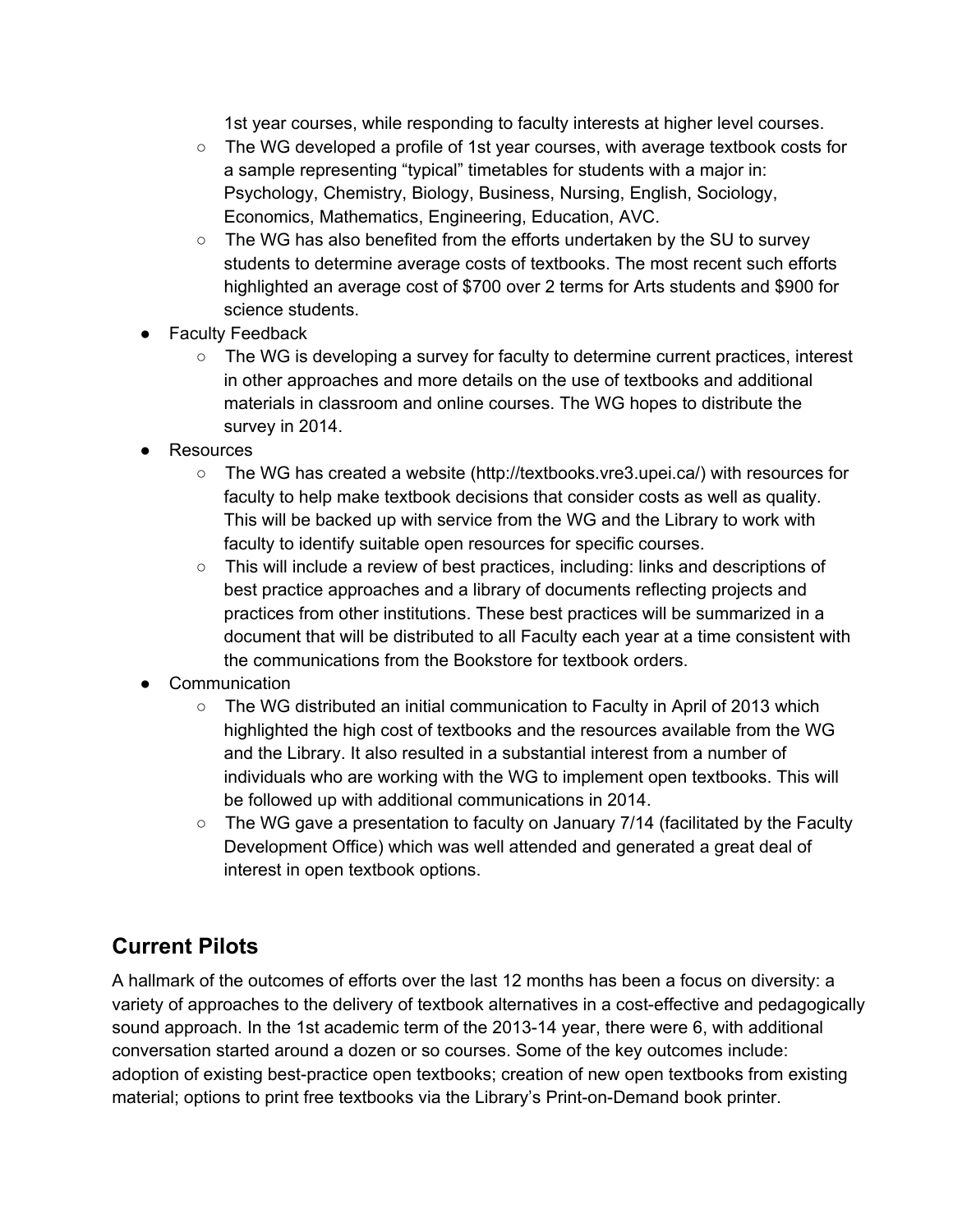- 1st year courses, while responding to faculty interests at higher level courses.
  - The WG developed a profile of 1st year courses, with average textbook costs for a sample representing "typical" timetables for students with a major in: Psychology, Chemistry, Biology, Business, Nursing, English, Sociology, Economics, Mathematics, Engineering, Education, AVC.
  - The WG has also benefited from the efforts undertaken by the SU to survey students to determine average costs of textbooks. The most recent such efforts highlighted an average cost of $700 over 2 terms for Arts students and $900 for science students.
- Faculty Feedback
  - The WG is developing a survey for faculty to determine current practices, interest in other approaches and more details on the use of textbooks and additional materials in classroom and online courses. The WG hopes to distribute the survey in 2014.
- Resources
  - The WG has created a website (http://textbooks.vre3.upei.ca/) with resources for faculty to help make textbook decisions that consider costs as well as quality. This will be backed up with service from the WG and the Library to work with faculty to identify suitable open resources for specific courses.
  - This will include a review of best practices, including: links and descriptions of best practice approaches and a library of documents reflecting projects and practices from other institutions. These best practices will be summarized in a document that will be distributed to all Faculty each year at a time consistent with the communications from the Bookstore for textbook orders.
- Communication
  - The WG distributed an initial communication to Faculty in April of 2013 which highlighted the high cost of textbooks and the resources available from the WG and the Library. It also resulted in a substantial interest from a number of individuals who are working with the WG to implement open textbooks. This will be followed up with additional communications in 2014.
  - The WG gave a presentation to faculty on January 7/14 (facilitated by the Faculty Development Office) which was well attended and generated a great deal of interest in open textbook options.

## Current Pilots

A hallmark of the outcomes of efforts over the last 12 months has been a focus on diversity: a variety of approaches to the delivery of textbook alternatives in a cost-effective and pedagogically sound approach. In the 1st academic term of the 2013-14 year, there were 6, with additional conversation started around a dozen or so courses. Some of the key outcomes include: adoption of existing best-practice open textbooks; creation of new open textbooks from existing material; options to print free textbooks via the Library's Print-on-Demand book printer.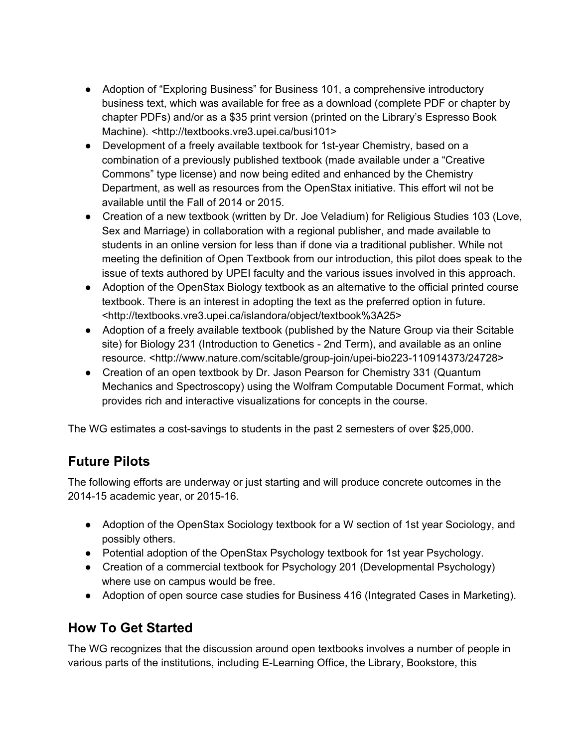- Adoption of “Exploring Business” for Business 101, a comprehensive introductory business text, which was available for free as a download (complete PDF or chapter by chapter PDFs) and/or as a $35 print version (printed on the Library’s Espresso Book Machine). <http://textbooks.vre3.upei.ca/busi101>
- Development of a freely available textbook for 1st-year Chemistry, based on a combination of a previously published textbook (made available under a “Creative Commons” type license) and now being edited and enhanced by the Chemistry Department, as well as resources from the OpenStax initiative. This effort wil not be available until the Fall of 2014 or 2015.
- Creation of a new textbook (written by Dr. Joe Veladium) for Religious Studies 103 (Love, Sex and Marriage) in collaboration with a regional publisher, and made available to students in an online version for less than if done via a traditional publisher. While not meeting the definition of Open Textbook from our introduction, this pilot does speak to the issue of texts authored by UPEI faculty and the various issues involved in this approach.
- Adoption of the OpenStax Biology textbook as an alternative to the official printed course textbook. There is an interest in adopting the text as the preferred option in future. <http://textbooks.vre3.upei.ca/islandora/object/textbook%3A25>
- Adoption of a freely available textbook (published by the Nature Group via their Scitable site) for Biology 231 (Introduction to Genetics - 2nd Term), and available as an online resource. <http://www.nature.com/scitable/group-join/upei-bio223-110914373/24728>
- Creation of an open textbook by Dr. Jason Pearson for Chemistry 331 (Quantum Mechanics and Spectroscopy) using the Wolfram Computable Document Format, which provides rich and interactive visualizations for concepts in the course.

The WG estimates a cost-savings to students in the past 2 semesters of over $25,000.

## Future Pilots

The following efforts are underway or just starting and will produce concrete outcomes in the 2014-15 academic year, or 2015-16.

- Adoption of the OpenStax Sociology textbook for a W section of 1st year Sociology, and possibly others.
- Potential adoption of the OpenStax Psychology textbook for 1st year Psychology.
- Creation of a commercial textbook for Psychology 201 (Developmental Psychology) where use on campus would be free.
- Adoption of open source case studies for Business 416 (Integrated Cases in Marketing).

## How To Get Started

The WG recognizes that the discussion around open textbooks involves a number of people in various parts of the institutions, including E-Learning Office, the Library, Bookstore, this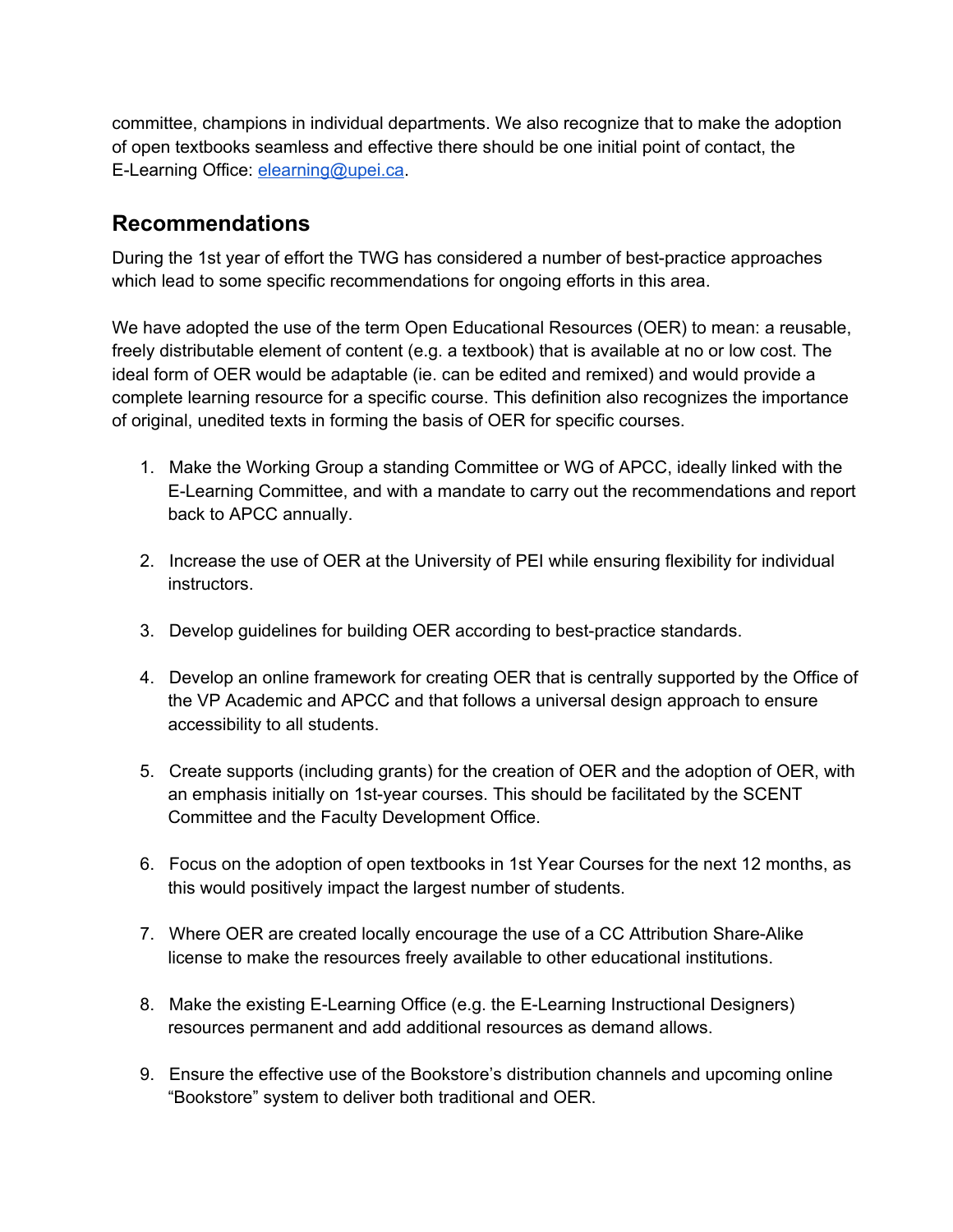committee, champions in individual departments. We also recognize that to make the adoption of open textbooks seamless and effective there should be one initial point of contact, the E-Learning Office: [elearning@upei.ca](mailto:elearning@upei.ca).

## Recommendations

During the 1st year of effort the TWG has considered a number of best-practice approaches which lead to some specific recommendations for ongoing efforts in this area.

We have adopted the use of the term Open Educational Resources (OER) to mean: a reusable, freely distributable element of content (e.g. a textbook) that is available at no or low cost. The ideal form of OER would be adaptable (ie. can be edited and remixed) and would provide a complete learning resource for a specific course. This definition also recognizes the importance of original, unedited texts in forming the basis of OER for specific courses.

1. Make the Working Group a standing Committee or WG of APCC, ideally linked with the E-Learning Committee, and with a mandate to carry out the recommendations and report back to APCC annually.

2. Increase the use of OER at the University of PEI while ensuring flexibility for individual instructors.

3. Develop guidelines for building OER according to best-practice standards.

4. Develop an online framework for creating OER that is centrally supported by the Office of the VP Academic and APCC and that follows a universal design approach to ensure accessibility to all students.

5. Create supports (including grants) for the creation of OER and the adoption of OER, with an emphasis initially on 1st-year courses. This should be facilitated by the SCENT Committee and the Faculty Development Office.

6. Focus on the adoption of open textbooks in 1st Year Courses for the next 12 months, as this would positively impact the largest number of students.

7. Where OER are created locally encourage the use of a CC Attribution Share-Alike license to make the resources freely available to other educational institutions.

8. Make the existing E-Learning Office (e.g. the E-Learning Instructional Designers) resources permanent and add additional resources as demand allows.

9. Ensure the effective use of the Bookstore's distribution channels and upcoming online "Bookstore" system to deliver both traditional and OER.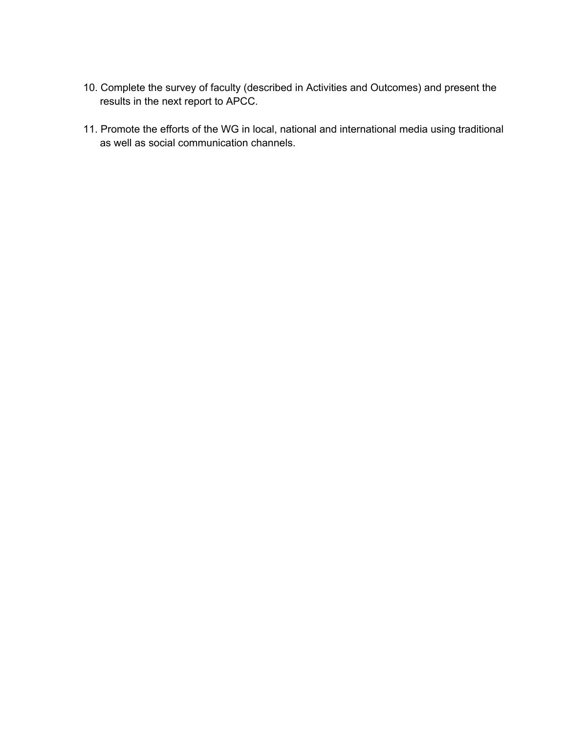10. Complete the survey of faculty (described in Activities and Outcomes) and present the results in the next report to APCC.

11. Promote the efforts of the WG in local, national and international media using traditional as well as social communication channels.